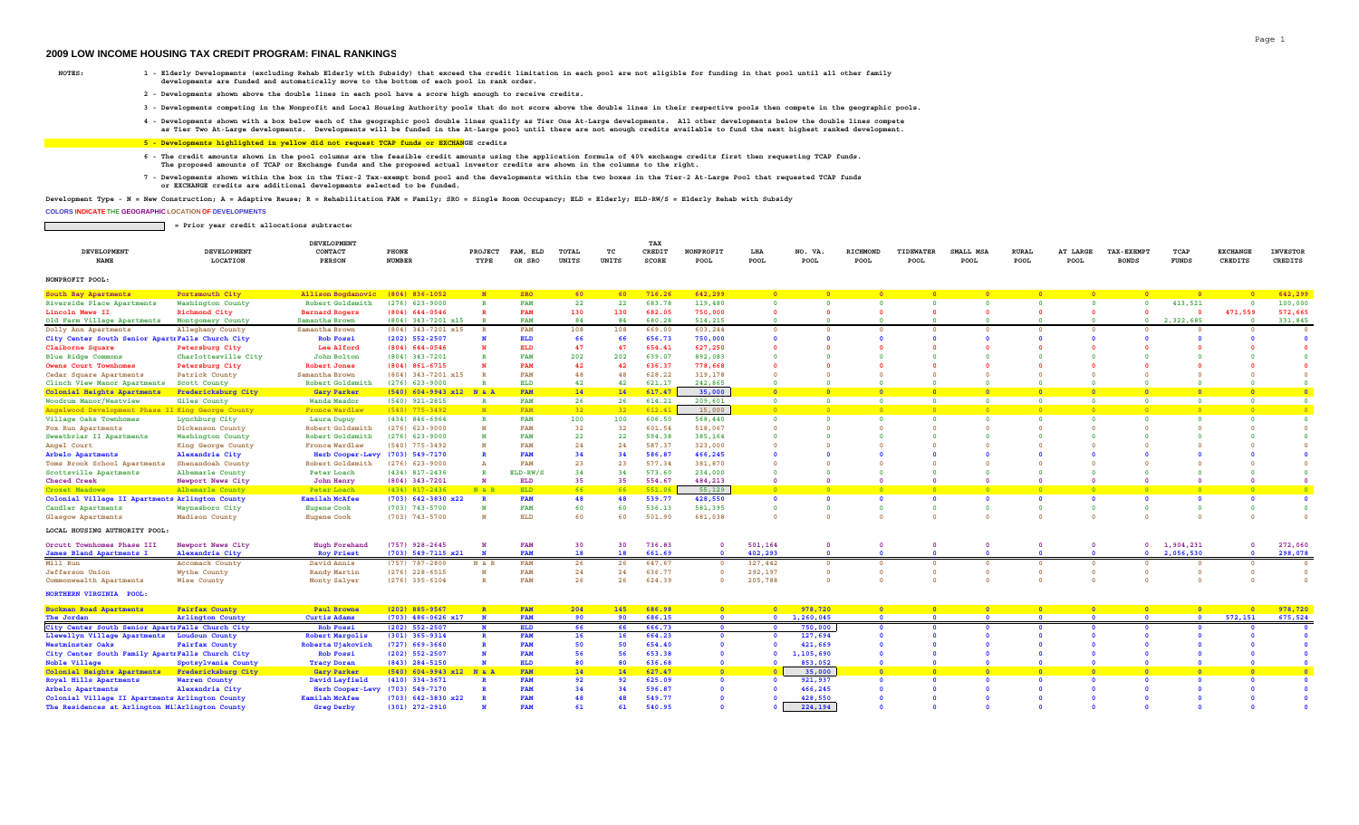# 2009 LOW INCOME HOUSING TAX CREDIT PROGRAM: FINAL RANKINGS

NOTES:

1 - Elderly Developments (excluding Rehab Elderly with Subsidy) that exceed the credit limitation in each pool are not eligible for funding in that pool until all other family developments are funded and automatically move to the bottom of each pool in rank order.

2 - Developments shown above the double lines in each pool have a score high enough to receive credits.

3 - Developments competing in the Nonprofit and Local Housing Authority pools that do not score above the double lines in their respective pools then compete in the geographic pools.

4 - Developments shown with a box below each of the geographic pool double lines qualify as Tier One At-Large developments. All other developments below the double lines compete as Tier Two At-Large developments. Developments will be funded in the At-Large pool until there are not enough credits available to fund the next highest ranked development.

5 - Developments highlighted in yellow did not request TCAP funds or EXCHANGE credits

6 - The credit amounts shown in the pool columns are the feasible credit amounts using the application formula of 40% exchange credits first then requesting TCAP funds. The proposed amounts of TCAP or Exchange funds and the proposed actual investor credits are shown in the columns to the right.

7 - Developments shown within the box in the Tier-2 Tax-exempt bond pool and the developments within the two boxes in the Tier-2 At-Large Pool that requested TCAP funds or EXCHANGE credits are additional developments selected to be funded.

Development Type - N = New Construction; A = Adaptive Reuse; R = Rehabilitation FAM = Family; SRO = Single Room Occupancy; ELD = Elderly; ELD-RW/S = Elderly Rehab with Subsidy

COLORS INDICATE THE GEOGRAPHIC LOCATION OF DEVELOPMENTS

= Prior year credit allocations subtracted

| DEVELOPMENT NAME | DEVELOPMENT LOCATION | DEVELOPMENT CONTACT PERSON | PHONE NUMBER | PROJECT TYPE | FAM, ELD OR SRO | TOTAL UNITS | TC UNITS | TAX CREDIT SCORE | NONPROFIT POOL | LHA POOL | NO. VA. POOL | RICHMOND POOL | TIDEWATER POOL | SMALL MSA POOL | RURAL POOL | AT LARGE POOL | TAX-EXEMPT BONDS | TCAP FUNDS | EXCHANGE CREDITS | INVESTOR CREDITS |
|---|---|---|---|---|---|---|---|---|---|---|---|---|---|---|---|---|---|---|---|---|
| **NONPROFIT POOL:** | | | | | | | | | | | | | | | | | | | | |
| South Bay Apartments | Portsmouth City | Allison Bogdanovic | (804) 836-1052 | N | SRO | 60 | 60 | 716.26 | 642,299 | 0 | 0 | 0 | 0 | 0 | 0 | 0 | 0 | 0 | 0 | 642,299 |
| Riverside Place Apartments | Washington County | Robert Goldsmith | (276) 623-9000 | R | FAM | 22 | 22 | 683.78 | 119,480 | 0 | 0 | 0 | 0 | 0 | 0 | 0 | 0 | 413,521 | 0 | 100,000 |
| Lincoln Mews II | Richmond City | Bernard Rogers | (804) 644-0546 | R | FAM | 130 | 130 | 682.05 | 750,000 | 0 | 0 | 0 | 0 | 0 | 0 | 0 | 0 | 0 | 471,559 | 572,665 |
| Old Farm Village Apartments | Montgomery County | Samantha Brown | (804) 343-7201 x15 | R | FAM | 84 | 84 | 680.28 | 514,215 | 0 | 0 | 0 | 0 | 0 | 0 | 0 | 0 | 2,322,685 | 0 | 331,845 |
| Dolly Ann Apartments | Alleghany County | Samantha Brown | (804) 343-7201 x15 | R | FAM | 108 | 108 | 669.00 | 603,244 | 0 | 0 | 0 | 0 | 0 | 0 | 0 | 0 | 0 | 0 | 0 |
| City Center South Senior Apartm | Falls Church City | Rob Fossi | (202) 552-2507 | N | ELD | 66 | 66 | 656.73 | 750,000 | 0 | 0 | 0 | 0 | 0 | 0 | 0 | 0 | 0 | 0 | 0 |
| Claiborne Square | Petersburg City | Lee Alford | (804) 644-0546 | N | ELD | 47 | 47 | 654.41 | 627,250 | 0 | 0 | 0 | 0 | 0 | 0 | 0 | 0 | 0 | 0 | 0 |
| Blue Ridge Commons | Charlottesville City | John Bolton | (804) 343-7201 | R | FAM | 202 | 202 | 639.07 | 892,083 | 0 | 0 | 0 | 0 | 0 | 0 | 0 | 0 | 0 | 0 | 0 |
| Owens Court Townhomes | Petersburg City | Robert Jones | (804) 861-6715 | N | FAM | 42 | 42 | 636.37 | 778,668 | 0 | 0 | 0 | 0 | 0 | 0 | 0 | 0 | 0 | 0 | 0 |
| Cedar Square Apartments | Patrick County | Samantha Brown | (804) 343-7201 x15 | R | FAM | 48 | 48 | 628.22 | 319,178 | 0 | 0 | 0 | 0 | 0 | 0 | 0 | 0 | 0 | 0 | 0 |
| Clinch View Manor Apartments | Scott County | Robert Goldsmith | (276) 623-9000 | R | ELD | 42 | 42 | 621.17 | 242,865 | 0 | 0 | 0 | 0 | 0 | 0 | 0 | 0 | 0 | 0 | 0 |
| Colonial Heights Apartments | Fredericksburg City | Gary Parker | (540) 604-9943 x12 | N & A | FAM | 14 | 14 | 617.47 | 35,000 | 0 | 0 | 0 | 0 | 0 | 0 | 0 | 0 | 0 | 0 | 0 |
| Woodrum Manor/Westview | Giles County | Wanda Meador | (540) 921-2815 | R | FAM | 26 | 26 | 614.21 | 209,601 | 0 | 0 | 0 | 0 | 0 | 0 | 0 | 0 | 0 | 0 | 0 |
| Angelwood Development Phase II | King George County | Fronce Wardlaw | (540) 775-3492 | N | FAM | 32 | 32 | 612.41 | 15,000 | 0 | 0 | 0 | 0 | 0 | 0 | 0 | 0 | 0 | 0 | 0 |
| Village Oaks Townhomes | Lynchburg City | Laura Dupuy | (434) 846-6964 | R | FAM | 100 | 100 | 606.50 | 568,440 | 0 | 0 | 0 | 0 | 0 | 0 | 0 | 0 | 0 | 0 | 0 |
| Fox Run Apartments | Dickenson County | Robert Goldsmith | (276) 623-9000 | N | FAM | 32 | 32 | 601.54 | 518,067 | 0 | 0 | 0 | 0 | 0 | 0 | 0 | 0 | 0 | 0 | 0 |
| Sweetbriar II Apartments | Washington County | Robert Goldsmith | (276) 623-9000 | N | FAM | 22 | 22 | 594.38 | 385,164 | 0 | 0 | 0 | 0 | 0 | 0 | 0 | 0 | 0 | 0 | 0 |
| Angel Court | King George County | Fronce Wardlaw | (540) 775-3492 | N | FAM | 24 | 24 | 587.37 | 323,000 | 0 | 0 | 0 | 0 | 0 | 0 | 0 | 0 | 0 | 0 | 0 |
| Arbelo Apartments | Alexandria City | Herb Cooper-Levy | (703) 549-7170 | R | FAM | 34 | 34 | 586.87 | 466,245 | 0 | 0 | 0 | 0 | 0 | 0 | 0 | 0 | 0 | 0 | 0 |
| Toms Brook School Apartments | Shenandoah County | Robert Goldsmith | (276) 623-9000 | A | FAM | 23 | 23 | 577.34 | 381,870 | 0 | 0 | 0 | 0 | 0 | 0 | 0 | 0 | 0 | 0 | 0 |
| Scottsville Apartments | Albemarle County | Peter Loach | (434) 817-2436 | R | ELD-RW/S | 34 | 34 | 573.60 | 234,000 | 0 | 0 | 0 | 0 | 0 | 0 | 0 | 0 | 0 | 0 | 0 |
| Checed Creek | Newport News City | John Henry | (804) 343-7201 | N | ELD | 35 | 35 | 554.67 | 484,213 | 0 | 0 | 0 | 0 | 0 | 0 | 0 | 0 | 0 | 0 | 0 |
| Crozet Meadows | Albemarle County | Peter Loach | (434) 817-2436 | N & R | ELD | 66 | 66 | 551.06 | 55,129 | 0 | 0 | 0 | 0 | 0 | 0 | 0 | 0 | 0 | 0 | 0 |
| Colonial Village II Apartments | Arlington County | Kamilah McAfee | (703) 642-3830 x22 | R | FAM | 48 | 48 | 539.77 | 428,550 | 0 | 0 | 0 | 0 | 0 | 0 | 0 | 0 | 0 | 0 | 0 |
| Candler Apartments | Waynesboro City | Eugene Cook | (703) 743-5700 | N | FAM | 60 | 60 | 536.13 | 581,395 | 0 | 0 | 0 | 0 | 0 | 0 | 0 | 0 | 0 | 0 | 0 |
| Glasgow Apartments | Madison County | Eugene Cook | (703) 743-5700 | N | ELD | 60 | 60 | 501.90 | 681,038 | 0 | 0 | 0 | 0 | 0 | 0 | 0 | 0 | 0 | 0 | 0 |
| **LOCAL HOUSING AUTHORITY POOL:** | | | | | | | | | | | | | | | | | | | | |
| Orcutt Townhomes Phase III | Newport News City | Hugh Forehand | (757) 928-2645 | N | FAM | 30 | 30 | 736.83 | 0 | 501,164 | 0 | 0 | 0 | 0 | 0 | 0 | 0 | 1,904,231 | 0 | 272,060 |
| James Bland Apartments I | Alexandria City | Roy Priest | (703) 549-7115 x21 | N | FAM | 18 | 18 | 661.69 | 0 | 402,293 | 0 | 0 | 0 | 0 | 0 | 0 | 0 | 2,056,530 | 0 | 298,078 |
| Mill Run | Accomack County | David Annis | (757) 787-2800 | N & R | FAM | 26 | 26 | 647.67 | 0 | 327,442 | 0 | 0 | 0 | 0 | 0 | 0 | 0 | 0 | 0 | 0 |
| Jefferson Union | Wythe County | Randy Martin | (276) 228-6515 | N | FAM | 24 | 24 | 636.77 | 0 | 292,197 | 0 | 0 | 0 | 0 | 0 | 0 | 0 | 0 | 0 | 0 |
| Commonwealth Apartments | Wise County | Monty Salyer | (276) 395-6104 | R | FAM | 26 | 26 | 624.39 | 0 | 205,788 | 0 | 0 | 0 | 0 | 0 | 0 | 0 | 0 | 0 | 0 |
| **NORTHERN VIRGINIA POOL:** | | | | | | | | | | | | | | | | | | | | |
| Buckman Road Apartments | Fairfax County | Paul Browne | (202) 885-9567 | R | FAM | 204 | 145 | 686.98 | 0 | 0 | 978,720 | 0 | 0 | 0 | 0 | 0 | 0 | 0 | 0 | 978,720 |
| The Jordan | Arlington County | Curtis Adams | (703) 486-0626 x17 | N | FAM | 90 | 90 | 686.15 | 0 | 0 | 1,260,045 | 0 | 0 | 0 | 0 | 0 | 0 | 0 | 572,151 | 675,524 |
| City Center South Senior Apartm | Falls Church City | Rob Fossi | (202) 552-2507 | N | ELD | 66 | 66 | 666.73 | 0 | 0 | 750,000 | 0 | 0 | 0 | 0 | 0 | 0 | 0 | 0 | 0 |
| Llewellyn Village Apartments | Loudoun County | Robert Margolis | (301) 365-9314 | R | FAM | 16 | 16 | 664.23 | 0 | 0 | 127,694 | 0 | 0 | 0 | 0 | 0 | 0 | 0 | 0 | 0 |
| Westminster Oaks | Fairfax County | Roberta Ujakovich | (727) 669-3660 | R | FAM | 50 | 50 | 654.40 | 0 | 0 | 421,669 | 0 | 0 | 0 | 0 | 0 | 0 | 0 | 0 | 0 |
| City Center South Family Apartm | Falls Church City | Rob Fossi | (202) 552-2507 | N | FAM | 56 | 56 | 653.38 | 0 | 0 | 1,105,690 | 0 | 0 | 0 | 0 | 0 | 0 | 0 | 0 | 0 |
| Noble Village | Spotsylvania County | Tracy Doran | (843) 284-5150 | N | ELD | 80 | 80 | 636.68 | 0 | 0 | 853,052 | 0 | 0 | 0 | 0 | 0 | 0 | 0 | 0 | 0 |
| Colonial Heights Apartments | Fredericksburg City | Gary Parker | (540) 604-9943 x12 | N & A | FAM | 14 | 14 | 627.47 | 0 | 0 | 35,000 | 0 | 0 | 0 | 0 | 0 | 0 | 0 | 0 | 0 |
| Royal Hills Apartments | Warren County | David Layfield | (410) 334-3671 | R | FAM | 92 | 92 | 625.09 | 0 | 0 | 921,937 | 0 | 0 | 0 | 0 | 0 | 0 | 0 | 0 | 0 |
| Arbelo Apartments | Alexandria City | Herb Cooper-Levy | (703) 549-7170 | R | FAM | 34 | 34 | 596.87 | 0 | 0 | 466,245 | 0 | 0 | 0 | 0 | 0 | 0 | 0 | 0 | 0 |
| Colonial Village II Apartments | Arlington County | Kamilah McAfee | (703) 642-3830 x22 | R | FAM | 48 | 48 | 549.77 | 0 | 0 | 428,550 | 0 | 0 | 0 | 0 | 0 | 0 | 0 | 0 | 0 |
| The Residences at Arlington Mi | Arlington County | Greg Derby | (301) 272-2910 | N | FAM | 61 | 61 | 540.95 | 0 | 0 | 224,194 | 0 | 0 | 0 | 0 | 0 | 0 | 0 | 0 | 0 |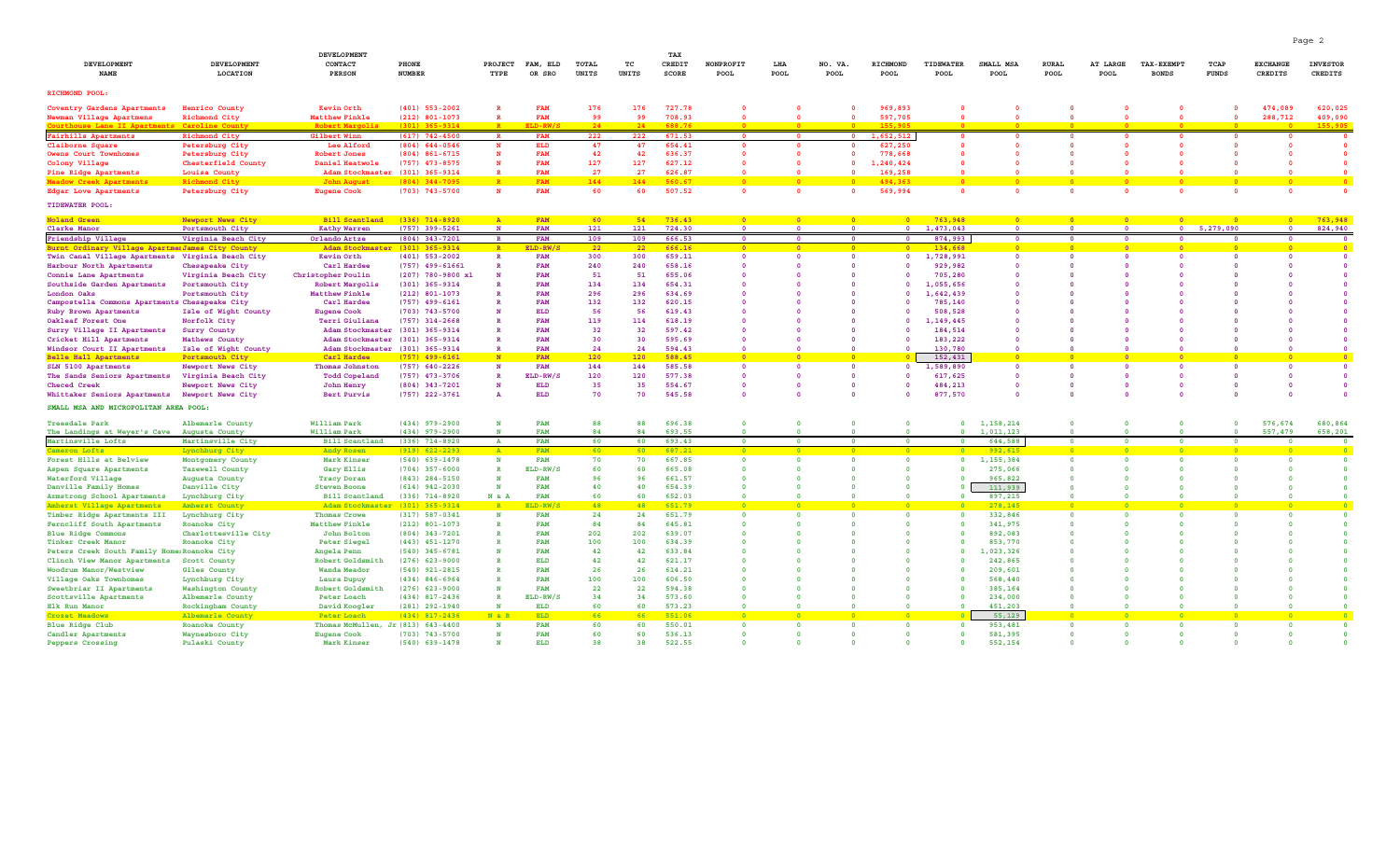| DEVELOPMENT NAME | DEVELOPMENT LOCATION | DEVELOPMENT CONTACT PERSON | PHONE NUMBER | PROJECT TYPE | FAM, ELD OR SRO | TOTAL UNITS | TC UNITS | TAX CREDIT SCORE | NONPROFIT POOL | LHA POOL | NO. VA. POOL | RICHMOND POOL | TIDEWATER POOL | SMALL MSA POOL | RURAL POOL | AT LARGE POOL | TAX-EXEMPT BONDS | TCAP FUNDS | EXCHANGE CREDITS | INVESTOR CREDITS |
|---|---|---|---|---|---|---|---|---|---|---|---|---|---|---|---|---|---|---|---|---|
| **RICHMOND POOL:** | | | | | | | | | | | | | | | | | | | | |
| Coventry Gardens Apartments | Henrico County | Kevin Orth | (401) 553-2002 | R | FAM | 176 | 176 | 727.78 | 0 | 0 | 0 | 969,893 | 0 | 0 | 0 | 0 | 0 | 0 | 474,089 | 620,025 |
| Newman Village Apartments | Richmond City | Matthew Finkle | (212) 801-1073 | R | FAM | 99 | 99 | 708.93 | 0 | 0 | 0 | 597,705 | 0 | 0 | 0 | 0 | 0 | 0 | 288,712 | 409,090 |
| Courthouse Lane II Apartments | Caroline County | Robert Margolis | (301) 365-9314 | R | ELD-RW/S | 24 | 24 | 688.76 | 0 | 0 | 0 | 155,905 | 0 | 0 | 0 | 0 | 0 | 0 | 0 | 155,905 |
| Fairhills Apartments | Richmond City | Gilbert Winn | (617) 742-4500 | R | FAM | 222 | 222 | 671.53 | 0 | 0 | 0 | 1,652,512 | 0 | 0 | 0 | 0 | 0 | 0 | 0 | 0 |
| Claiborne Square | Petersburg City | Lee Alford | (804) 644-0546 | N | ELD | 47 | 47 | 654.41 | 0 | 0 | 0 | 627,250 | 0 | 0 | 0 | 0 | 0 | 0 | 0 | 0 |
| Owens Court Townhomes | Petersburg City | Robert Jones | (804) 861-6715 | N | FAM | 42 | 42 | 638.37 | 0 | 0 | 0 | 778,668 | 0 | 0 | 0 | 0 | 0 | 0 | 0 | 0 |
| Colony Village | Chesterfield County | Daniel Heatwole | (757) 473-8575 | N | FAM | 127 | 127 | 627.12 | 0 | 0 | 0 | 1,240,424 | 0 | 0 | 0 | 0 | 0 | 0 | 0 | 0 |
| Pine Ridge Apartments | Louisa County | Adam Stockmaster | (301) 365-9314 | R | FAM | 27 | 27 | 626.87 | 0 | 0 | 0 | 169,258 | 0 | 0 | 0 | 0 | 0 | 0 | 0 | 0 |
| Meadow Creek Apartments | Richmond City | John August | (804) 344-7095 | R | FAM | 144 | 144 | 560.67 | 0 | 0 | 0 | 494,363 | 0 | 0 | 0 | 0 | 0 | 0 | 0 | 0 |
| Edgar Love Apartments | Petersburg City | Eugene Cook | (703) 743-5700 | N | FAM | 60 | 60 | 507.52 | 0 | 0 | 0 | 569,994 | 0 | 0 | 0 | 0 | 0 | 0 | 0 | 0 |
| **TIDEWATER POOL:** | | | | | | | | | | | | | | | | | | | | |
| Noland Green | Newport News City | Bill Scantland | (336) 714-8920 | A | FAM | 60 | 54 | 736.43 | 0 | 0 | 0 | 0 | 763,948 | 0 | 0 | 0 | 0 | 0 | 0 | 763,948 |
| Clarke Manor | Portsmouth City | Kathy Warren | (757) 399-5261 | N | FAM | 121 | 121 | 724.30 | 0 | 0 | 0 | 0 | 1,473,043 | 0 | 0 | 0 | 0 | 5,279,090 | 0 | 824,940 |
| Friendship Village | Virginia Beach City | Orlando Artze | (804) 343-7201 | R | FAM | 109 | 109 | 666.53 | 0 | 0 | 0 | 0 | 874,993 | 0 | 0 | 0 | 0 | 0 | 0 | 0 |
| Burnt Ordinary Village Apartments | James City County | Adam Stockmaster | (301) 365-9314 | R | ELD-RW/S | 22 | 22 | 666.16 | 0 | 0 | 0 | 0 | 134,668 | 0 | 0 | 0 | 0 | 0 | 0 | 0 |
| Twin Canal Village Apartments | Virginia Beach City | Kevin Orth | (401) 553-2002 | R | FAM | 300 | 300 | 659.11 | 0 | 0 | 0 | 0 | 1,728,991 | 0 | 0 | 0 | 0 | 0 | 0 | 0 |
| Harbour North Apartments | Chesapeake City | Carl Hardee | (757) 499-61661 | R | FAM | 240 | 240 | 658.16 | 0 | 0 | 0 | 0 | 929,982 | 0 | 0 | 0 | 0 | 0 | 0 | 0 |
| Connie Lane Apartments | Virginia Beach City | Christopher Poulin | (207) 780-9800 x1 | N | FAM | 51 | 51 | 655.06 | 0 | 0 | 0 | 0 | 705,280 | 0 | 0 | 0 | 0 | 0 | 0 | 0 |
| Southside Garden Apartments | Portsmouth City | Robert Margolis | (301) 365-9314 | R | FAM | 134 | 134 | 654.31 | 0 | 0 | 0 | 0 | 1,055,656 | 0 | 0 | 0 | 0 | 0 | 0 | 0 |
| London Oaks | Portsmouth City | Matthew Finkle | (212) 801-1073 | R | FAM | 296 | 296 | 634.69 | 0 | 0 | 0 | 0 | 1,642,439 | 0 | 0 | 0 | 0 | 0 | 0 | 0 |
| Campostella Commons Apartments | Chesapeake City | Carl Hardee | (757) 499-6161 | R | FAM | 132 | 132 | 620.15 | 0 | 0 | 0 | 0 | 785,140 | 0 | 0 | 0 | 0 | 0 | 0 | 0 |
| Ruby Brown Apartments | Isle of Wight County | Eugene Cook | (703) 743-5700 | N | ELD | 56 | 56 | 619.43 | 0 | 0 | 0 | 0 | 508,528 | 0 | 0 | 0 | 0 | 0 | 0 | 0 |
| Oakleaf Forest One | Norfolk City | Terri Giuliana | (757) 314-2668 | R | FAM | 119 | 114 | 618.19 | 0 | 0 | 0 | 0 | 1,149,445 | 0 | 0 | 0 | 0 | 0 | 0 | 0 |
| Surry Village II Apartments | Surry County | Adam Stockmaster | (301) 365-9314 | R | FAM | 32 | 32 | 597.42 | 0 | 0 | 0 | 0 | 184,514 | 0 | 0 | 0 | 0 | 0 | 0 | 0 |
| Cricket Hill Apartments | Mathews County | Adam Stockmaster | (301) 365-9314 | R | FAM | 30 | 30 | 595.69 | 0 | 0 | 0 | 0 | 183,222 | 0 | 0 | 0 | 0 | 0 | 0 | 0 |
| Windsor Court II Apartments | Isle of Wight County | Adam Stockmaster | (301) 365-9314 | R | FAM | 24 | 24 | 594.43 | 0 | 0 | 0 | 0 | 130,780 | 0 | 0 | 0 | 0 | 0 | 0 | 0 |
| Belle Hall Apartments | Portsmouth City | Carl Hardee | (757) 499-6161 | N | FAM | 120 | 120 | 588.45 | 0 | 0 | 0 | 0 | 152,431 | 0 | 0 | 0 | 0 | 0 | 0 | 0 |
| SLN 5100 Apartments | Newport News City | Thomas Johnston | (757) 640-2226 | N | FAM | 144 | 144 | 585.58 | 0 | 0 | 0 | 0 | 1,589,890 | 0 | 0 | 0 | 0 | 0 | 0 | 0 |
| The Sands Seniors Apartments | Virginia Beach City | Todd Copeland | (757) 473-3706 | R | ELD-RW/S | 120 | 120 | 577.38 | 0 | 0 | 0 | 0 | 617,625 | 0 | 0 | 0 | 0 | 0 | 0 | 0 |
| Checed Creek | Newport News City | John Henry | (804) 343-7201 | N | ELD | 35 | 35 | 554.67 | 0 | 0 | 0 | 0 | 484,213 | 0 | 0 | 0 | 0 | 0 | 0 | 0 |
| Whittaker Seniors Apartments | Newport News City | Bert Purvis | (757) 222-3761 | A | ELD | 70 | 70 | 545.58 | 0 | 0 | 0 | 0 | 877,570 | 0 | 0 | 0 | 0 | 0 | 0 | 0 |
| **SMALL MSA AND MICROPOLITAN AREA POOL:** | | | | | | | | | | | | | | | | | | | | |
| Treesdale Park | Albemarle County | William Park | (434) 979-2900 | N | FAM | 88 | 88 | 696.38 | 0 | 0 | 0 | 0 | 0 | 1,158,214 | 0 | 0 | 0 | 0 | 576,674 | 680,864 |
| The Landings at Meyer's Cave | Augusta County | William Park | (434) 979-2900 | N | FAM | 84 | 84 | 693.55 | 0 | 0 | 0 | 0 | 0 | 1,011,123 | 0 | 0 | 0 | 0 | 557,479 | 658,201 |
| Martinsville Lofts | Martinsville City | Bill Scantland | (336) 714-8920 | A | FAM | 60 | 60 | 693.43 | 0 | 0 | 0 | 0 | 0 | 544,588 | 0 | 0 | 0 | 0 | 0 | 0 |
| Cameron Lofts | Lynchburg City | Andy Rosen | (919) 622-2293 | A | FAM | 60 | 60 | 687.21 | 0 | 0 | 0 | 0 | 0 | 992,615 | 0 | 0 | 0 | 0 | 0 | 0 |
| Forest Hills at Belview | Montgomery County | Mark Kinser | (540) 639-1478 | N | FAM | 70 | 70 | 667.85 | 0 | 0 | 0 | 0 | 0 | 1,155,384 | 0 | 0 | 0 | 0 | 0 | 0 |
| Aspen Square Apartments | Tazewell County | Gary Ellis | (704) 357-6000 | R | ELD-RW/S | 60 | 60 | 665.08 | 0 | 0 | 0 | 0 | 0 | 275,066 | 0 | 0 | 0 | 0 | 0 | 0 |
| Waterford Village | Augusta County | Tracy Doran | (843) 284-5150 | N | FAM | 96 | 96 | 661.57 | 0 | 0 | 0 | 0 | 0 | 965,822 | 0 | 0 | 0 | 0 | 0 | 0 |
| Danville Family Homes | Danville City | Steven Boone | (614) 942-2030 | N | FAM | 40 | 40 | 654.39 | 0 | 0 | 0 | 0 | 0 | 111,939 | 0 | 0 | 0 | 0 | 0 | 0 |
| Armstrong School Apartments | Lynchburg City | Bill Scantland | (336) 714-8920 | N & A | FAM | 60 | 60 | 652.03 | 0 | 0 | 0 | 0 | 0 | 897,215 | 0 | 0 | 0 | 0 | 0 | 0 |
| Amherst Village Apartments | Amherst County | Adam Stockmaster | (301) 365-9314 | R | ELD-RW/S | 48 | 48 | 651.79 | 0 | 0 | 0 | 0 | 0 | 278,145 | 0 | 0 | 0 | 0 | 0 | 0 |
| Timber Ridge Apartments III | Lynchburg City | Thomas Crowe | (317) 587-0341 | N | FAM | 24 | 24 | 651.79 | 0 | 0 | 0 | 0 | 0 | 332,846 | 0 | 0 | 0 | 0 | 0 | 0 |
| Ferncliff South Apartments | Roanoke City | Matthew Finkle | (212) 801-1073 | R | FAM | 84 | 84 | 645.81 | 0 | 0 | 0 | 0 | 0 | 341,975 | 0 | 0 | 0 | 0 | 0 | 0 |
| Blue Ridge Commons | Charlottesville City | John Bolton | (804) 343-7201 | R | FAM | 202 | 202 | 639.07 | 0 | 0 | 0 | 0 | 0 | 892,083 | 0 | 0 | 0 | 0 | 0 | 0 |
| Tinker Creek Manor | Roanoke City | Peter Siegel | (443) 451-1270 | R | FAM | 100 | 100 | 634.39 | 0 | 0 | 0 | 0 | 0 | 853,770 | 0 | 0 | 0 | 0 | 0 | 0 |
| Peters Creek South Family Homes | Roanoke City | Angela Penn | (540) 345-6781 | N | FAM | 42 | 42 | 633.84 | 0 | 0 | 0 | 0 | 0 | 1,023,326 | 0 | 0 | 0 | 0 | 0 | 0 |
| Clinch View Manor Apartments | Scott County | Robert Goldsmith | (276) 623-9000 | R | ELD | 42 | 42 | 621.17 | 0 | 0 | 0 | 0 | 0 | 242,865 | 0 | 0 | 0 | 0 | 0 | 0 |
| Woodrum Manor/Westview | Giles County | Wanda Meador | (540) 921-2815 | R | FAM | 26 | 26 | 614.21 | 0 | 0 | 0 | 0 | 0 | 209,601 | 0 | 0 | 0 | 0 | 0 | 0 |
| Village Oaks Townhomes | Lynchburg City | Laura Dupuy | (434) 846-6964 | R | FAM | 100 | 100 | 606.50 | 0 | 0 | 0 | 0 | 0 | 568,440 | 0 | 0 | 0 | 0 | 0 | 0 |
| Sweetbriar II Apartments | Washington County | Robert Goldsmith | (276) 623-9000 | N | FAM | 22 | 22 | 594.38 | 0 | 0 | 0 | 0 | 0 | 385,164 | 0 | 0 | 0 | 0 | 0 | 0 |
| Scottsville Apartments | Albemarle County | Peter Loach | (434) 817-2436 | R | ELD-RW/S | 34 | 34 | 573.60 | 0 | 0 | 0 | 0 | 0 | 234,000 | 0 | 0 | 0 | 0 | 0 | 0 |
| Elk Run Manor | Rockingham County | David Koogler | (281) 292-1940 | N | ELD | 60 | 60 | 573.23 | 0 | 0 | 0 | 0 | 0 | 451,203 | 0 | 0 | 0 | 0 | 0 | 0 |
| Crozet Meadows | Albemarle County | Peter Loach | (434) 817-2436 | N & R | ELD | 66 | 66 | 551.06 | 0 | 0 | 0 | 0 | 0 | 55,129 | 0 | 0 | 0 | 0 | 0 | 0 |
| Blue Ridge Club | Roanoke County | Thomas McMullen, Jr | (813) 643-4400 | N | FAM | 60 | 60 | 550.01 | 0 | 0 | 0 | 0 | 0 | 953,481 | 0 | 0 | 0 | 0 | 0 | 0 |
| Candler Apartments | Waynesboro City | Eugene Cook | (703) 743-5700 | N | FAM | 60 | 60 | 536.13 | 0 | 0 | 0 | 0 | 0 | 581,395 | 0 | 0 | 0 | 0 | 0 | 0 |
| Peppers Crossing | Pulaski County | Mark Kinser | (540) 639-1478 | N | ELD | 38 | 38 | 522.55 | 0 | 0 | 0 | 0 | 0 | 552,154 | 0 | 0 | 0 | 0 | 0 | 0 |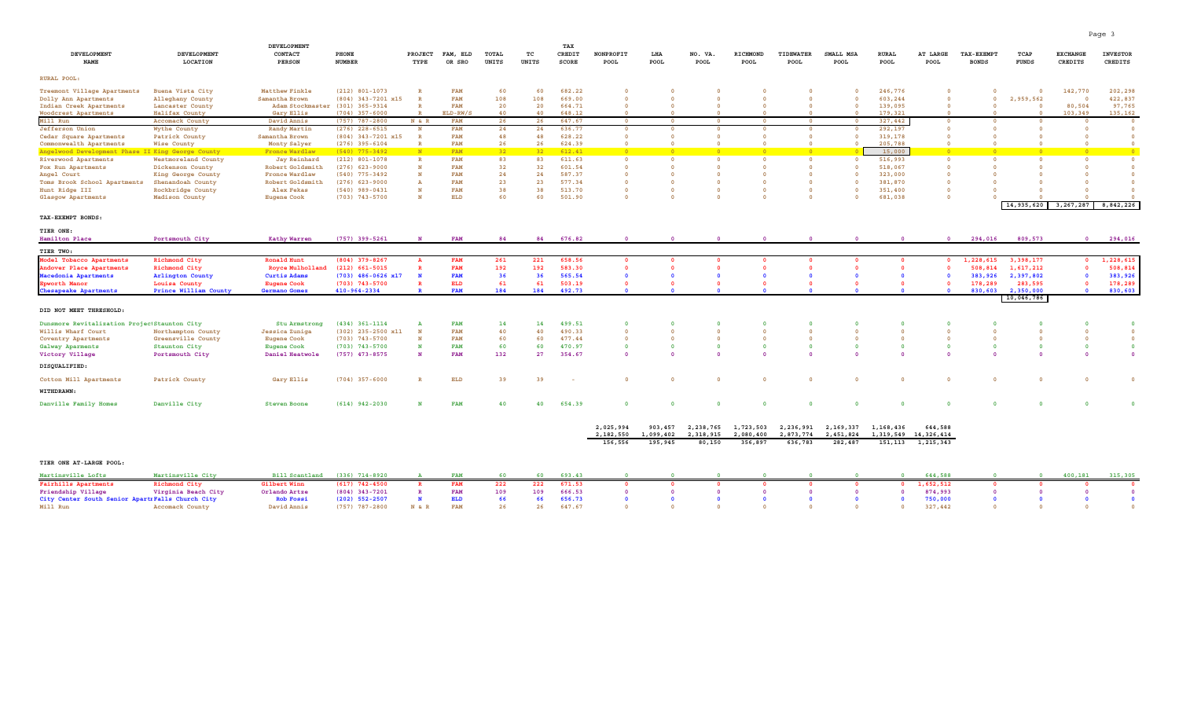| DEVELOPMENT NAME | DEVELOPMENT LOCATION | DEVELOPMENT CONTACT PERSON | PHONE NUMBER | PROJECT TYPE | FAM, ELD OR SRO | TOTAL UNITS | TC UNITS | TAX CREDIT SCORE | NONPROFIT POOL | LHA POOL | NO. VA. POOL | RICHMOND POOL | TIDEWATER POOL | SMALL MSA POOL | RURAL POOL | AT LARGE POOL | TAX-EXEMPT BONDS | TCAP FUNDS | EXCHANGE CREDITS | INVESTOR CREDITS |
|---|---|---|---|---|---|---|---|---|---|---|---|---|---|---|---|---|---|---|---|---|
| **RURAL POOL:** | | | | | | | | | | | | | | | | | | | | |
| Treemont Village Apartments | Buena Vista City | Matthew Finkle | (212) 801-1073 | R | FAM | 60 | 60 | 682.22 | 0 | 0 | 0 | 0 | 0 | 0 | 246,776 | 0 | 0 | 0 | 142,770 | 202,298 |
| Dolly Ann Apartments | Alleghany County | Samantha Brown | (804) 343-7201 x15 | R | FAM | 108 | 108 | 669.00 | 0 | 0 | 0 | 0 | 0 | 0 | 603,244 | 0 | 0 | 2,959,562 | 0 | 422,837 |
| Indian Creek Apartments | Lancaster County | Adam Stockmaster | (301) 365-9314 | R | FAM | 20 | 20 | 664.71 | 0 | 0 | 0 | 0 | 0 | 0 | 139,095 | 0 | 0 | 0 | 80,504 | 97,765 |
| Woodcrest Apartments | Halifax County | Gary Ellis | (704) 357-6000 | R | ELD-RW/S | 40 | 40 | 648.12 | 0 | 0 | 0 | 0 | 0 | 0 | 179,321 | 0 | 0 | 0 | 103,349 | 135,162 |
| Mill Run | Accomack County | David Annis | (757) 787-2800 | N & R | FAM | 26 | 26 | 647.67 | 0 | 0 | 0 | 0 | 0 | 0 | 327,442 | 0 | 0 | 0 | 0 | 0 |
| Jefferson Union | Wythe County | Randy Martin | (276) 228-6515 | N | FAM | 24 | 24 | 636.77 | 0 | 0 | 0 | 0 | 0 | 0 | 292,197 | 0 | 0 | 0 | 0 | 0 |
| Cedar Square Apartments | Patrick County | Samantha Brown | (804) 343-7201 x15 | R | FAM | 48 | 48 | 628.22 | 0 | 0 | 0 | 0 | 0 | 0 | 319,178 | 0 | 0 | 0 | 0 | 0 |
| Commonwealth Apartments | Wise County | Monty Salyer | (276) 395-6104 | R | FAM | 26 | 26 | 624.39 | 0 | 0 | 0 | 0 | 0 | 0 | 205,788 | 0 | 0 | 0 | 0 | 0 |
| Angelwood Development Phase II | King George County | Pronce Wardlaw | (540) 775-3492 | N | FAM | 32 | 32 | 612.41 | 0 | 0 | 0 | 0 | 0 | 0 | 15,000 | 0 | 0 | 0 | 0 | 0 |
| Riverwood Apartments | Westmoreland County | Jay Reinhard | (212) 801-1078 | R | FAM | 83 | 83 | 611.63 | 0 | 0 | 0 | 0 | 0 | 0 | 516,993 | 0 | 0 | 0 | 0 | 0 |
| Fox Run Apartments | Dickenson County | Robert Goldsmith | (276) 623-9000 | N | FAM | 32 | 32 | 601.54 | 0 | 0 | 0 | 0 | 0 | 0 | 518,067 | 0 | 0 | 0 | 0 | 0 |
| Angel Court | King George County | Pronce Wardlaw | (540) 775-3492 | N | FAM | 24 | 24 | 587.37 | 0 | 0 | 0 | 0 | 0 | 0 | 323,000 | 0 | 0 | 0 | 0 | 0 |
| Toms Brook School Apartments | Shenandoah County | Robert Goldsmith | (276) 623-9000 | A | FAM | 23 | 23 | 577.34 | 0 | 0 | 0 | 0 | 0 | 0 | 381,870 | 0 | 0 | 0 | 0 | 0 |
| Hunt Ridge III | Rockbridge County | Alex Fekas | (540) 989-0431 | N | FAM | 38 | 38 | 513.70 | 0 | 0 | 0 | 0 | 0 | 0 | 351,400 | 0 | 0 | 0 | 0 | 0 |
| Glasgow Apartments | Madison County | Eugene Cook | (703) 743-5700 | N | ELD | 60 | 60 | 501.90 | 0 | 0 | 0 | 0 | 0 | 0 | 681,038 | 0 | 0 | 0 | 0 | 0 |
| | | | | | | | | | | | | | | | | | | 14,935,620 | 3,267,287 | 8,842,226 |
| **TAX-EXEMPT BONDS:** | | | | | | | | | | | | | | | | | | | | |
| **TIER ONE:** | | | | | | | | | | | | | | | | | | | | |
| Hamilton Place | Portsmouth City | Kathy Warren | (757) 399-5261 | N | FAM | 84 | 84 | 676.82 | 0 | 0 | 0 | 0 | 0 | 0 | 0 | 0 | 294,016 | 809,573 | 0 | 294,016 |
| **TIER TWO:** | | | | | | | | | | | | | | | | | | | | |
| Model Tobacco Apartments | Richmond City | Ronald Hunt | (804) 379-8267 | A | FAM | 261 | 221 | 658.56 | 0 | 0 | 0 | 0 | 0 | 0 | 0 | 0 | 1,228,615 | 3,398,177 | 0 | 1,228,615 |
| Andover Place Apartments | Richmond City | Royce Mulholland | (212) 661-5015 | R | FAM | 192 | 192 | 583.30 | 0 | 0 | 0 | 0 | 0 | 0 | 0 | 0 | 508,814 | 1,617,212 | 0 | 508,814 |
| Macedonia Apartments | Arlington County | Curtis Adams | (703) 486-0626 x17 | N | FAM | 36 | 36 | 565.54 | 0 | 0 | 0 | 0 | 0 | 0 | 0 | 0 | 383,926 | 2,397,802 | 0 | 383,926 |
| Epworth Manor | Louisa County | Eugene Cook | (703) 743-5700 | R | ELD | 61 | 61 | 503.19 | 0 | 0 | 0 | 0 | 0 | 0 | 0 | 0 | 178,289 | 283,595 | 0 | 178,289 |
| Chesapeake Apartments | Prince William County | Germano Gomez | 410-964-2334 | R | FAM | 184 | 184 | 492.73 | 0 | 0 | 0 | 0 | 0 | 0 | 0 | 0 | 830,603 | 2,350,000 | 0 | 830,603 |
| | | | | | | | | | | | | | | | | | | 10,046,786 | | |
| **DID NOT MEET THRESHOLD:** | | | | | | | | | | | | | | | | | | | | |
| Dunsmore Revitalization Project | Staunton City | Stu Armstrong | (434) 361-1114 | A | FAM | 14 | 14 | 499.51 | 0 | 0 | 0 | 0 | 0 | 0 | 0 | 0 | 0 | 0 | 0 | 0 |
| Willis Wharf Court | Northampton County | Jessica Zuniga | (302) 235-2500 x11 | N | FAM | 40 | 40 | 490.33 | 0 | 0 | 0 | 0 | 0 | 0 | 0 | 0 | 0 | 0 | 0 | 0 |
| Coventry Apartments | Greensville County | Eugene Cook | (703) 743-5700 | N | FAM | 60 | 60 | 477.44 | 0 | 0 | 0 | 0 | 0 | 0 | 0 | 0 | 0 | 0 | 0 | 0 |
| Galway Aparments | Staunton City | Eugene Cook | (703) 743-5700 | N | FAM | 60 | 60 | 470.97 | 0 | 0 | 0 | 0 | 0 | 0 | 0 | 0 | 0 | 0 | 0 | 0 |
| Victory Village | Portsmouth City | Daniel Heatwole | (757) 473-8575 | N | FAM | 132 | 27 | 354.67 | 0 | 0 | 0 | 0 | 0 | 0 | 0 | 0 | 0 | 0 | 0 | 0 |
| **DISQUALIFIED:** | | | | | | | | | | | | | | | | | | | | |
| Cotton Mill Apartments | Patrick County | Gary Ellis | (704) 357-6000 | R | ELD | 39 | 39 | - | 0 | 0 | 0 | 0 | 0 | 0 | 0 | 0 | 0 | 0 | 0 | 0 |
| **WITHDRAWN:** | | | | | | | | | | | | | | | | | | | | |
| Danville Family Homes | Danville City | Steven Boone | (614) 942-2030 | N | FAM | 40 | 40 | 654.39 | 0 | 0 | 0 | 0 | 0 | 0 | 0 | 0 | 0 | 0 | 0 | 0 |
| | | | | | | | | | 2,025,994 | 903,457 | 2,238,765 | 1,723,503 | 2,236,991 | 2,169,337 | 1,168,436 | 644,588 | | | | |
| | | | | | | | | | 2,182,550 | 1,099,402 | 2,318,915 | 2,080,400 | 2,873,774 | 2,451,824 | 1,319,549 | 14,326,414 | | | | |
| | | | | | | | | | 156,556 | 195,945 | 80,150 | 356,897 | 636,783 | 282,487 | 151,113 | 1,215,343 | | | | |
| **TIER ONE AT-LARGE POOL:** | | | | | | | | | | | | | | | | | | | | |
| Martinsville Lofts | Martinsville City | Bill Scantland | (336) 714-8920 | A | FAM | 60 | 60 | 693.43 | 0 | 0 | 0 | 0 | 0 | 0 | 0 | 644,588 | 0 | 0 | 400,181 | 315,305 |
| Fairhills Apartments | Richmond City | Gilbert Winn | (617) 742-4500 | R | FAM | 222 | 222 | 671.53 | 0 | 0 | 0 | 0 | 0 | 0 | 0 | 1,652,512 | 0 | 0 | 0 | 0 |
| Friendship Village | Virginia Beach City | Orlando Artze | (804) 343-7201 | R | FAM | 109 | 109 | 666.53 | 0 | 0 | 0 | 0 | 0 | 0 | 0 | 874,993 | 0 | 0 | 0 | 0 |
| City Center South Senior Apartments | Falls Church City | Bob Fossi | (202) 552-2507 | N | ELD | 66 | 66 | 656.73 | 0 | 0 | 0 | 0 | 0 | 0 | 0 | 750,000 | 0 | 0 | 0 | 0 |
| Mill Run | Accomack County | David Annis | (757) 787-2800 | N & R | FAM | 26 | 26 | 647.67 | 0 | 0 | 0 | 0 | 0 | 0 | 0 | 327,442 | 0 | 0 | 0 | 0 |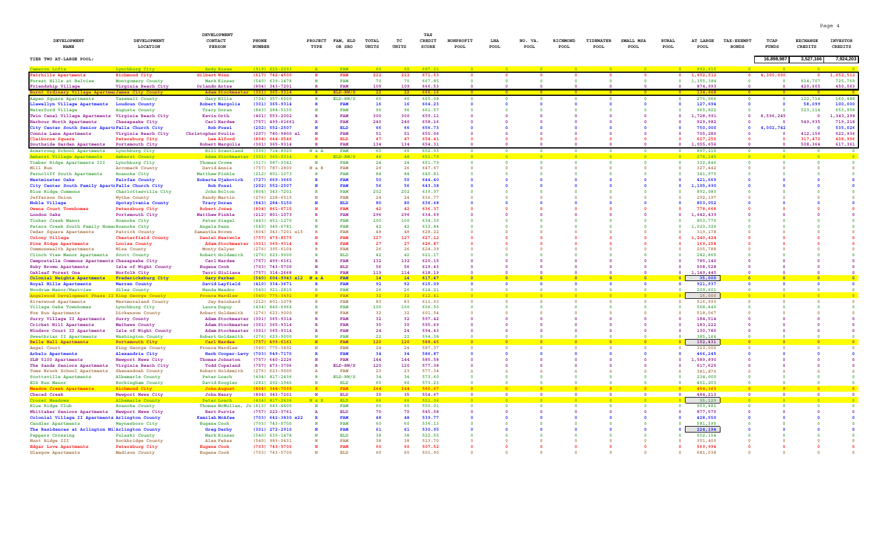| DEVELOPMENT NAME | DEVELOPMENT LOCATION | DEVELOPMENT CONTACT PERSON | PHONE NUMBER | PROJECT TYPE | FAM, ELD OR SRO | TOTAL UNITS | TC UNITS | TAX CREDIT SCORE | NONPROFIT POOL | LHA POOL | NO. VA. POOL | RICHMOND POOL | TIDEWATER POOL | SMALL MSA POOL | RURAL POOL | AT LARGE POOL | TAX-EXEMPT BONDS | TCAP FUNDS | EXCHANGE CREDITS | INVESTOR CREDITS |
|---|---|---|---|---|---|---|---|---|---|---|---|---|---|---|---|---|---|---|---|---|
| TIER TWO AT-LARGE POOL: | | | | | | | | | | | | | | | | | | 16,898,987 | 3,527,166 | 7,924,203 |
| Cameron Lofts | Lynchburg City | Andy Rosen | (919) 622-2293 | A | FAM | 60 | 60 | 687.21 | 0 | 0 | 0 | 0 | 0 | 0 | 0 | 992,615 | 0 | 0 | 0 | 0 |
| Fairhills Apartments | Richmond City | Gilbert Winn | (617) 742-4500 | R | FAM | 222 | 222 | 671.53 | 0 | 0 | 0 | 0 | 0 | 0 | 0 | 1,652,512 | 0 | 4,300,000 | 0 | 1,652,512 |
| Forest Hills at Belview | Montgomery County | Mark Kinser | (540) 639-1478 | N | FAM | 70 | 70 | 667.85 | 0 | 0 | 0 | 0 | 0 | 0 | 0 | 1,155,384 | 0 | 0 | 614,707 | 725,769 |
| Friendship Village | Virginia Beach City | Orlando Artze | (804) 343-7201 | R | FAM | 109 | 109 | 666.53 | 0 | 0 | 0 | 0 | 0 | 0 | 0 | 874,993 | 0 | 0 | 420,605 | 450,063 |
| Burnt Ordinary Village Apartments | James City County | Adam Stockmaster | (301) 365-9314 | R | ELD-RW/S | 22 | 22 | 666.16 | 0 | 0 | 0 | 0 | 0 | 0 | 0 | 134,668 | 0 | 0 | 0 | 0 |
| Aspen Square Apartments | Tazewell County | Gary Ellis | (704) 357-6000 | R | ELD-RW/S | 60 | 60 | 665.08 | 0 | 0 | 0 | 0 | 0 | 0 | 0 | 275,066 | 0 | 0 | 122,714 | 160,488 |
| Llewellyn Village Apartments | Loudoun County | Robert Margolis | (301) 365-9314 | R | FAM | 16 | 16 | 664.23 | 0 | 0 | 0 | 0 | 0 | 0 | 0 | 127,694 | 0 | 0 | 58,099 | 100,000 |
| Waterford Village | Augusta County | Tracy Doran | (843) 284-5150 | N | FAM | 96 | 96 | 661.57 | 0 | 0 | 0 | 0 | 0 | 0 | 0 | 965,822 | 0 | 0 | 523,114 | 653,958 |
| Twin Canal Village Apartments | Virginia Beach City | Kevin Orth | (401) 553-2002 | R | FAM | 300 | 300 | 659.11 | 0 | 0 | 0 | 0 | 0 | 0 | 0 | 1,728,991 | 0 | 8,596,245 | 0 | 1,343,298 |
| Harbour North Apartments | Chesapeake City | Carl Hardee | (757) 499-61661 | R | FAM | 240 | 240 | 658.16 | 0 | 0 | 0 | 0 | 0 | 0 | 0 | 929,982 | 0 | 0 | 549,935 | 719,218 |
| City Center South Senior Apartments | Falls Church City | Rob Fossi | (202) 552-2507 | N | ELD | 66 | 66 | 656.73 | 0 | 0 | 0 | 0 | 0 | 0 | 0 | 750,000 | 0 | 4,002,742 | 0 | 535,026 |
| Connie Lane Apartments | Virginia Beach City | Christopher Poulin | (207) 780-9800 x1 | N | FAM | 51 | 51 | 655.06 | 0 | 0 | 0 | 0 | 0 | 0 | 0 | 705,280 | 0 | 0 | 412,156 | 522,936 |
| Claiborne Square | Petersburg City | Lee Alford | (804) 644-0546 | N | ELD | 47 | 47 | 654.41 | 0 | 0 | 0 | 0 | 0 | 0 | 0 | 627,250 | 0 | 0 | 317,472 | 408,906 |
| Southside Garden Apartments | Portsmouth City | Robert Margolis | (301) 365-9314 | R | FAM | 134 | 134 | 654.31 | 0 | 0 | 0 | 0 | 0 | 0 | 0 | 1,055,656 | 0 | 0 | 508,364 | 617,361 |
| Armstrong School Apartments | Lynchburg City | Bill Scantland | (336) 714-8920 | N & A | FAM | 60 | 60 | 652.03 | 0 | 0 | 0 | 0 | 0 | 0 | 0 | 897,215 | 0 | 0 | 0 | 0 |
| Amherst Village Apartments | Amherst County | Adam Stockmaster | (301) 365-9314 | R | ELD-RW/S | 48 | 48 | 651.79 | 0 | 0 | 0 | 0 | 0 | 0 | 0 | 278,145 | 0 | 0 | 0 | 0 |
| Timber Ridge Apartments III | Lynchburg City | Thomas Crowe | (317) 587-0341 | N | FAM | 24 | 24 | 651.79 | 0 | 0 | 0 | 0 | 0 | 0 | 0 | 332,846 | 0 | 0 | 0 | 0 |
| Mill Run | Accomack County | David Annis | (757) 787-2800 | N & R | FAM | 26 | 26 | 647.67 | 0 | 0 | 0 | 0 | 0 | 0 | 0 | 327,442 | 0 | 0 | 0 | 0 |
| Ferncliff South Apartments | Roanoke City | Matthew Finkle | (212) 801-1073 | R | FAM | 84 | 84 | 645.81 | 0 | 0 | 0 | 0 | 0 | 0 | 0 | 341,975 | 0 | 0 | 0 | 0 |
| Westminster Oaks | Fairfax County | Roberta Ujakovich | (727) 669-3660 | R | FAM | 50 | 50 | 644.40 | 0 | 0 | 0 | 0 | 0 | 0 | 0 | 421,669 | 0 | 0 | 0 | 0 |
| City Center South Family Apartments | Falls Church City | Rob Fossi | (202) 552-2507 | N | FAM | 56 | 56 | 643.38 | 0 | 0 | 0 | 0 | 0 | 0 | 0 | 1,105,690 | 0 | 0 | 0 | 0 |
| Blue Ridge Commons | Charlottesville City | John Bolton | (804) 343-7201 | R | FAM | 202 | 202 | 639.07 | 0 | 0 | 0 | 0 | 0 | 0 | 0 | 892,083 | 0 | 0 | 0 | 0 |
| Jefferson Union | Wythe County | Randy Martin | (276) 228-6515 | N | FAM | 24 | 24 | 636.77 | 0 | 0 | 0 | 0 | 0 | 0 | 0 | 292,197 | 0 | 0 | 0 | 0 |
| Noble Village | Spotsylvania County | Tracy Doran | (843) 284-5150 | N | ELD | 80 | 80 | 636.68 | 0 | 0 | 0 | 0 | 0 | 0 | 0 | 853,052 | 0 | 0 | 0 | 0 |
| Owens Court Townhomes | Petersburg City | Robert Jones | (804) 861-6715 | N | FAM | 42 | 42 | 636.37 | 0 | 0 | 0 | 0 | 0 | 0 | 0 | 778,668 | 0 | 0 | 0 | 0 |
| London Oaks | Portsmouth City | Matthew Finkle | (212) 801-1073 | R | FAM | 296 | 296 | 634.69 | 0 | 0 | 0 | 0 | 0 | 0 | 0 | 1,642,439 | 0 | 0 | 0 | 0 |
| Tinker Creek Manor | Roanoke City | Peter Siegel | (443) 451-1270 | R | FAM | 100 | 100 | 634.39 | 0 | 0 | 0 | 0 | 0 | 0 | 0 | 853,770 | 0 | 0 | 0 | 0 |
| Peters Creek South Family Homes | Roanoke City | Angela Penn | (540) 345-6781 | N | FAM | 42 | 42 | 633.84 | 0 | 0 | 0 | 0 | 0 | 0 | 0 | 1,023,326 | 0 | 0 | 0 | 0 |
| Cedar Square Apartments | Patrick County | Samantha Brown | (804) 343-7201 x15 | R | FAM | 48 | 48 | 628.22 | 0 | 0 | 0 | 0 | 0 | 0 | 0 | 319,178 | 0 | 0 | 0 | 0 |
| Colony Village | Chesterfield County | Daniel Heatwole | (757) 473-8575 | N | FAM | 127 | 127 | 627.12 | 0 | 0 | 0 | 0 | 0 | 0 | 0 | 1,240,424 | 0 | 0 | 0 | 0 |
| Pine Ridge Apartments | Louisa County | Adam Stockmaster | (301) 365-9314 | R | FAM | 27 | 27 | 626.87 | 0 | 0 | 0 | 0 | 0 | 0 | 0 | 169,258 | 0 | 0 | 0 | 0 |
| Commonwealth Apartments | Wise County | Monty Salyer | (276) 395-6104 | R | FAM | 26 | 26 | 624.39 | 0 | 0 | 0 | 0 | 0 | 0 | 0 | 205,788 | 0 | 0 | 0 | 0 |
| Clinch View Manor Apartments | Scott County | Robert Goldsmith | (276) 623-9000 | R | ELD | 42 | 42 | 621.17 | 0 | 0 | 0 | 0 | 0 | 0 | 0 | 242,865 | 0 | 0 | 0 | 0 |
| Campostella Commons Apartments | Chesapeake City | Carl Hardee | (757) 499-6161 | R | FAM | 132 | 132 | 620.15 | 0 | 0 | 0 | 0 | 0 | 0 | 0 | 785,140 | 0 | 0 | 0 | 0 |
| Ruby Brown Apartments | Isle of Wight County | Eugene Cook | (703) 743-5700 | N | ELD | 56 | 56 | 619.43 | 0 | 0 | 0 | 0 | 0 | 0 | 0 | 508,528 | 0 | 0 | 0 | 0 |
| Oakleaf Forest One | Norfolk City | Terri Giuliana | (757) 314-2668 | R | FAM | 119 | 114 | 618.19 | 0 | 0 | 0 | 0 | 0 | 0 | 0 | 1,149,445 | 0 | 0 | 0 | 0 |
| Colonial Heights Apartments | Fredericksburg City | Gary Parker | (540) 604-9943 x12 | N & A | FAM | 14 | 14 | 617.47 | 0 | 0 | 0 | 0 | 0 | 0 | 0 | 35,000 | 0 | 0 | 0 | 0 |
| Royal Hills Apartments | Warren County | David Layfield | (410) 334-3671 | R | FAM | 92 | 92 | 615.09 | 0 | 0 | 0 | 0 | 0 | 0 | 0 | 921,937 | 0 | 0 | 0 | 0 |
| Woodrum Manor/Westview | Giles County | Wanda Meador | (540) 921-2815 | R | FAM | 26 | 26 | 614.21 | 0 | 0 | 0 | 0 | 0 | 0 | 0 | 209,601 | 0 | 0 | 0 | 0 |
| Angelwood Development Phase II | King George County | Fronce Wardlaw | (540) 775-3492 | N | FAM | 32 | 32 | 612.41 | 0 | 0 | 0 | 0 | 0 | 0 | 0 | 15,000 | 0 | 0 | 0 | 0 |
| Riverwood Apartments | Westmoreland County | Jay Reinhard | (212) 801-1078 | R | FAM | 83 | 83 | 611.63 | 0 | 0 | 0 | 0 | 0 | 0 | 0 | 516,993 | 0 | 0 | 0 | 0 |
| Village Oaks Townhomes | Lynchburg City | Laura Dupuy | (434) 846-6964 | R | FAM | 100 | 100 | 606.50 | 0 | 0 | 0 | 0 | 0 | 0 | 0 | 568,440 | 0 | 0 | 0 | 0 |
| Fox Run Apartments | Dickenson County | Robert Goldsmith | (276) 623-9000 | N | FAM | 32 | 32 | 601.54 | 0 | 0 | 0 | 0 | 0 | 0 | 0 | 518,067 | 0 | 0 | 0 | 0 |
| Surry Village II Apartments | Surry County | Adam Stockmaster | (301) 365-9314 | R | FAM | 32 | 32 | 597.42 | 0 | 0 | 0 | 0 | 0 | 0 | 0 | 184,514 | 0 | 0 | 0 | 0 |
| Cricket Hill Apartments | Mathews County | Adam Stockmaster | (301) 365-9314 | R | FAM | 30 | 30 | 595.69 | 0 | 0 | 0 | 0 | 0 | 0 | 0 | 183,222 | 0 | 0 | 0 | 0 |
| Windsor Court II Apartments | Isle of Wight County | Adam Stockmaster | (301) 365-9314 | R | FAM | 24 | 24 | 594.43 | 0 | 0 | 0 | 0 | 0 | 0 | 0 | 130,780 | 0 | 0 | 0 | 0 |
| Sweetbriar II Apartments | Washington County | Robert Goldsmith | (276) 623-9000 | N | FAM | 22 | 22 | 594.38 | 0 | 0 | 0 | 0 | 0 | 0 | 0 | 385,164 | 0 | 0 | 0 | 0 |
| Belle Hall Apartments | Portsmouth City | Carl Hardee | (757) 499-6161 | N | FAM | 120 | 120 | 588.45 | 0 | 0 | 0 | 0 | 0 | 0 | 0 | 152,431 | 0 | 0 | 0 | 0 |
| Angel Court | King George County | Fronce Wardlaw | (540) 775-3492 | N | FAM | 24 | 24 | 587.37 | 0 | 0 | 0 | 0 | 0 | 0 | 0 | 323,000 | 0 | 0 | 0 | 0 |
| Arbelo Apartments | Alexandria City | Herb Cooper-Levy | (703) 549-7170 | R | FAM | 34 | 34 | 586.87 | 0 | 0 | 0 | 0 | 0 | 0 | 0 | 466,245 | 0 | 0 | 0 | 0 |
| SLN 5100 Apartments | Newport News City | Thomas Johnston | (757) 640-2226 | N | FAM | 144 | 144 | 585.58 | 0 | 0 | 0 | 0 | 0 | 0 | 0 | 1,589,890 | 0 | 0 | 0 | 0 |
| The Sands Seniors Apartments | Virginia Beach City | Todd Copeland | (757) 473-3706 | R | ELD-RW/S | 120 | 120 | 577.38 | 0 | 0 | 0 | 0 | 0 | 0 | 0 | 617,625 | 0 | 0 | 0 | 0 |
| Toms Brook School Apartments | Shenandoah County | Robert Goldsmith | (276) 623-9000 | A | FAM | 23 | 23 | 577.34 | 0 | 0 | 0 | 0 | 0 | 0 | 0 | 381,870 | 0 | 0 | 0 | 0 |
| Scottsville Apartments | Albemarle County | Peter Loach | (434) 817-2436 | R | ELD-RW/S | 34 | 34 | 573.60 | 0 | 0 | 0 | 0 | 0 | 0 | 0 | 234,000 | 0 | 0 | 0 | 0 |
| Elk Run Manor | Rockingham County | David Koogler | (281) 292-1940 | N | ELD | 60 | 60 | 573.23 | 0 | 0 | 0 | 0 | 0 | 0 | 0 | 451,203 | 0 | 0 | 0 | 0 |
| Meadow Creek Apartments | Richmond City | John August | (804) 344-7095 | R | FAM | 144 | 144 | 560.67 | 0 | 0 | 0 | 0 | 0 | 0 | 0 | 494,363 | 0 | 0 | 0 | 0 |
| Checed Creek | Newport News City | John Henry | (804) 343-7201 | N | ELD | 35 | 35 | 554.67 | 0 | 0 | 0 | 0 | 0 | 0 | 0 | 484,213 | 0 | 0 | 0 | 0 |
| Crozet Meadows | Albemarle County | Peter Loach | (434) 817-2436 | N & R | ELD | 66 | 66 | 551.06 | 0 | 0 | 0 | 0 | 0 | 0 | 0 | 55,129 | 0 | 0 | 0 | 0 |
| Blue Ridge Club | Roanoke County | Thomas McMullen, Jr | (813) 643-4400 | N | FAM | 60 | 60 | 550.01 | 0 | 0 | 0 | 0 | 0 | 0 | 0 | 953,481 | 0 | 0 | 0 | 0 |
| Whittaker Seniors Apartments | Newport News City | Bert Purvis | (757) 222-3761 | A | ELD | 70 | 70 | 545.58 | 0 | 0 | 0 | 0 | 0 | 0 | 0 | 877,570 | 0 | 0 | 0 | 0 |
| Colonial Village II Apartments | Arlington County | Kamilah McAfee | (703) 642-3830 x22 | R | FAM | 48 | 48 | 539.77 | 0 | 0 | 0 | 0 | 0 | 0 | 0 | 428,550 | 0 | 0 | 0 | 0 |
| Candler Apartments | Waynesboro City | Eugene Cook | (703) 743-5700 | N | FAM | 60 | 60 | 536.13 | 0 | 0 | 0 | 0 | 0 | 0 | 0 | 581,395 | 0 | 0 | 0 | 0 |
| The Residences at Arlington Mill | Arlington County | Greg Derby | (301) 272-2910 | N | FAM | 61 | 61 | 530.95 | 0 | 0 | 0 | 0 | 0 | 0 | 0 | 224,194 | 0 | 0 | 0 | 0 |
| Peppers Crossing | Pulaski County | Mark Kinser | (540) 639-1478 | N | ELD | 38 | 38 | 522.55 | 0 | 0 | 0 | 0 | 0 | 0 | 0 | 552,154 | 0 | 0 | 0 | 0 |
| Hunt Ridge III | Rockbridge County | Alex Fekas | (540) 989-0431 | N | FAM | 38 | 38 | 513.70 | 0 | 0 | 0 | 0 | 0 | 0 | 0 | 351,400 | 0 | 0 | 0 | 0 |
| Edgar Love Apartments | Petersburg City | Eugene Cook | (703) 743-5700 | N | FAM | 60 | 60 | 507.52 | 0 | 0 | 0 | 0 | 0 | 0 | 0 | 569,994 | 0 | 0 | 0 | 0 |
| Glasgow Apartments | Madison County | Eugene Cook | (703) 743-5700 | N | ELD | 60 | 60 | 501.90 | 0 | 0 | 0 | 0 | 0 | 0 | 0 | 681,038 | 0 | 0 | 0 | 0 |